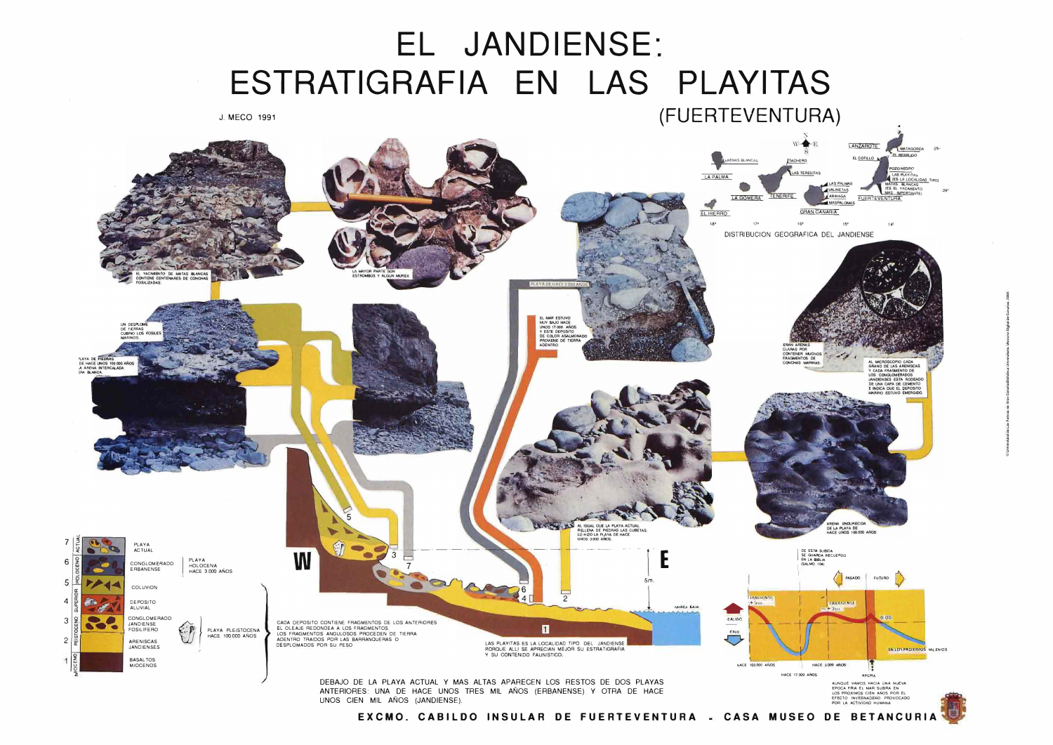# EL JANDIENSE: ESTRATIGRAFIA EN LAS PLAYITAS

## (FUERTEVENTURA)

J. MECO 1991

EL YACIMIENTO DE MATAS BLANCAS CONTIENE CENTENARES DE CONCHAS FOSILIZADAS.

LA MAYOR PARTE SON ESTROMBOS Y ALGUN MUREX

UN DESPLOME DE TIERRAS CUBRIO LOS FOSILES MARINOS.

PLAYA DE PIEDRAS DE HACE UNOS 100.000 AÑOS LA ARENA INTERCALADA ERA BLANCA.

PLAYA DE HACE 3.000 AÑOS

EL MAR ESTUVO MUY BAJO HACE UNOS 17.000 AÑOS Y ESTE DEPOSITO DE COLOR ASALMONADO PROVIENE DE TIERRA ADENTRO

ERAN ARENAS CLARAS POR CONTENER MUCHOS FRAGMENTOS DE CONCHAS MARINAS.

AL MICROSCOPIO CADA GRANO DE LAS ARENISCAS Y CADA FRAGMENTO DE LOS CONGLOMERADOS JANDIENSES ESTA RODEADO DE UNA CAPA DE CEMENTO E INDICA QUE EL DEPOSITO MARINO ESTUVO EMERGIDO.

AL IGUAL QUE LA PLAYA ACTUAL RELLENA DE PIEDRAS LAS CUBETAS, LO HIZO LA PLAYA DE HACE UNOS 3.000 AÑOS.

ARENA ENDURECIDA DE LA PLAYA DE HACE UNOS 100.000 AÑOS

DISTRIBUCION GEOGRAFICA DEL JANDIENSE

LANZAROTE: MATAGORDA, EL RESBLOGO. EL COTILLO. POZO NEGRO. LAS PLAYITAS (ES LA LOCALIDAD TIPO). MATAS BLANCAS (ES EL YACIMIENTO MAS IMPORTANTE). FUERTEVENTURA. LA PALMA. ARENAS BLANCAS. TACHERO. LAS TERESITAS. LA GOMERA. TENERIFE. LAS PALMAS. SALINETAS. ARINAGA. MASPALOMAS. GRAN CANARIA. EL HIERRO.

| | | | | |
|---|---|---|---|---|
| 7 | ACTUAL | PLAYA ACTUAL | | |
| 6 | HOLOCENO | CONGLOMERADO ERBANENSE | PLAYA HOLOCENA HACE 3.000 AÑOS | |
| 5 | PLEISTOCENO SUPERIOR | COLUVION | | |
| 4 | | DEPOSITO ALUVIAL | | |
| 3 | | CONGLOMERADO JANDIENSE FOSILIFERO | PLAYA PLEISTOCENA HACE 100.000 AÑOS | CADA DEPOSITO CONTIENE FRAGMENTOS DE LOS ANTERIORES EL OLEAJE REDONDEA A LOS FRAGMENTOS LOS FRAGMENTOS ANGULOSOS PROCEDEN DE TIERRA ADENTRO TRAIDOS POR LAS BARRANQUERAS O DESPLOMADOS POR SU PESO |
| 2 | | ARENISCAS JANDIENSES | | |
| 1 | MIOCENO | BASALTOS MIOCENOS | | |

W — E — 5 m. — MAREA BAJA

LAS PLAYITAS ES LA LOCALIDAD TIPO DEL JANDIENSE PORQUE ALLI SE APRECIAN MEJOR SU ESTRATIGRAFIA Y SU CONTENIDO FAUNISTICO.

DE ESTA SUBIDA SE GUARDA RECUERDO EN LA BIBLIA (SALMO 104)

PASADO — FUTURO — CALIDO — FRIO — JANDIENSE +5 m. — ERBANENSE ~+3 m. — 0.00 — EN LOS PROXIMOS MILENIOS — HACE 100.000 AÑOS — HACE 17.000 AÑOS — HACE 3.000 AÑOS — AHORA

AUNQUE VAMOS HACIA UNA NUEVA EPOCA FRIA EL MAR SUBIRA EN LOS PROXIMOS CIEN AÑOS POR EL EFECTO INVERNADERO PROVOCADO POR LA ACTIVIDAD HUMANA

DEBAJO DE LA PLAYA ACTUAL Y MAS ALTAS APARECEN LOS RESTOS DE DOS PLAYAS ANTERIORES: UNA DE HACE UNOS TRES MIL AÑOS (ERBANENSE) Y OTRA DE HACE UNOS CIEN MIL AÑOS (JANDIENSE).

**EXCMO. CABILDO INSULAR DE FUERTEVENTURA - CASA MUSEO DE BETANCURIA**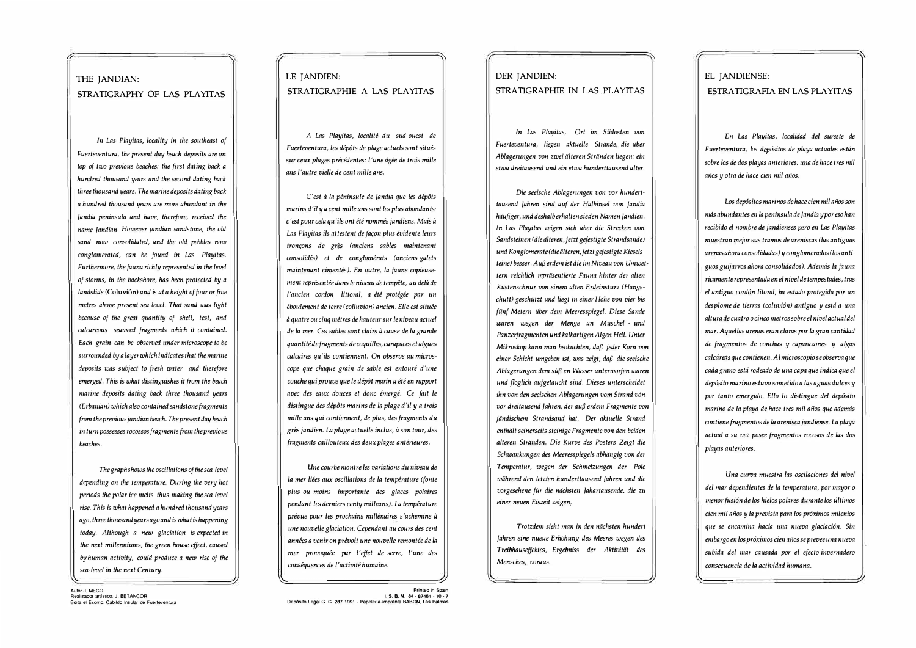# THE JANDIAN: STRATIGRAPHY OF LAS PLAYITAS

*In Las Playitas, locality in the southeast of Fuerteventura, the present day beach deposits are on top of two previous beaches: the first dating back a hundred thousand years and the second dating back three thousand years. The marine deposits dating back a hundred thousand years are more abundant in the Jandia peninsula and have, therefore, received the name Jandian. However jandian sandstone, the old sand now consolidated, and the old pebbles now conglomerated, can be found in Las Playitas. Furthermore, the fauna richly represented in the level of storms, in the backshore, has been protected by a landslide* (Coluvión) *and is at a height of four or five metres above present sea level. That sand was light because of the great quantity of shell, test, and calcareous seaweed fragments which it contained. Each grain can be observed under microscope to be surrounded by a layer which indicates that the marine deposits was subject to fresh water and therefore emerged. This is what distinguishes it from the beach marine deposits dating back three thousand years (Erbanian) which also contained sandstone fragments from the previous jandian beach. The present day beach in turn possesses rocossos fragments from the previous beaches.*

*The graph shows the oscillations of the sea-level depending on the temperature. During the very hot periods the polar ice melts thus making the sea-level rise. This is what happened a hundred thousand years ago, three thousand years ago and is what is happening today. Although a new glaciation is expected in the next millenniums, the green-house effect, caused by human activity, could produce a new rise of the sea-level in the next Century.*

# LE JANDIEN: STRATIGRAPHIE A LAS PLAYITAS

*A Las Playitas, localité du sud-ouest de Fuerteventura, les dépôts de plage actuels sont situés sur ceux plages précédentes: l'une âgée de trois mille ans l'autre vielle de cent mille ans.*

*C'est à la péninsule de Jandia que les dépôts marins d'il y a cent mille ans sont les plus abondants: c'est pour cela qu'ils ont été nommés jandiens. Mais à Las Playitas ils attestent de façon plus évidente leurs tronçons de grès (anciens sables maintenant consolidés) et de conglomérats (anciens galets maintenant cimentés). En outre, la faune copieusement représentée dans le niveau de tempête, au delà de l'ancien cordon littoral, a été protégée par un éboulement de terre (collusion) ancien. Elle est située à quatre ou cinq métres de hauteur sur le niveau actuel de la mer. Ces sables sont clairs à cause de la grande quantité de fragments de coquilles, carapaces et algues calcaires qu'ils contiennent. On observe au microscope que chaque grain de sable est entouré d'une couche qui prouve que le dépôt marin a été en rapport avec des eaux douces et donc émergé. Ce fait le distingue des dépôts marins de la plage d'il y a trois mille ans qui contiennent, de plus, des fragments du grès jandien. La plage actuelle inclus, à son tour, des fragments caillouteux des deux plages antérieures.*

*Une courbe montre les variations du niveau de la mer liées aux oscillations de la température (fonte plus ou moins importante des glaces polaires pendant les derniers centy milleans). La température prévue pour les prochains millénaires s'achemine à une nouvelle glaciation. Cependant au cours des cent années a venir on prévoit une nouvelle remontée de la mer provoquée par l'effet de serre, l'une des conséquences de l'activité humaine.*

# DER JANDIEN: STRATIGRAPHIE IN LAS PLAYITAS

*In Las Playitas, Ort im Südosten von Fuerteventura, liegen aktuelle Strände, die über Ablagerungen von zwei älteren Stränden liegen: ein etwa dreitausend und ein etwa hunderttausend alter.*

*Die seeische Ablagerungen von vor hunderttausend Jahren sind auf der Halbinsel von Jandia häufiger, und deshalb erhalten sieden Namen Jandien. In Las Playitas zeigen sich aber die Strecken von Sandsteinen (die älteren, jetzt gefestigte Strandsande) und Konglomerate (die älteren, jetzt gefestigte Kieselsteine) besser. Außerdem ist die im Niveau von Umwettern reichlich repräsentierte Fauna hinter der alten Küstenschnur von einem alten Erdeinsturz (Hangschutt) geschützt und liegt in einer Höhe von vier bis fünf Metern über dem Meeresspiegel. Diese Sande waren wegen der Menge an Muschel - und Panzerfragmenten und kalkartigen Algen Hell. Unter Mikroskop kann man beobachten, daß jeder Korn von einer Schicht umgeben ist, was zeigt, daß die seeische Ablagerungen dem süß en Wasser unterworfen waren und floglich aufgetaucht sind. Dieses unterscheidet ihn von den seeischen Ablagerungen vom Strand von vor dreitausend Jahren, der auß erdem Fragmente von jändischem Strandsand hat. Der aktuelle Strand enthält seinerseits steinige Fragmente von den beiden älteren Stränden. Die Kurve des Posters Zeigt die Schwankungen des Meeresspiegels abhängig von der Temperatur, wegen der Schmelzungen der Pole während den letzten hunderttausend Jahren und die vorgesehene für die nächsten Jahartausende, die zu einer neuen Eiszeit zeigen.*

*Trotzdem sieht man in den nächsten hundert Jahren eine nueue Erhöhung des Meeres wegen des Treibhauseffektes, Ergebniss der Aktivität des Mensches, voraus.*

# EL JANDIENSE: ESTRATIGRAFIA EN LAS PLAYITAS

*En Las Playitas, localidad del sureste de Fuerteventura, los depósitos de playa actuales están sobre los de dos playas anteriores: una de hace tres mil años y otra de hace cien mil años.*

*Los depósitos marinos de hace cien mil años son más abundantes en la península de Jandía y por eso han recibido el nombre de jandienses pero en Las Playitas muestran mejor sus tramos de areniscas (las antiguas arenas ahora consolidadas) y conglomerados (los antiguos guijarros ahora consolidados). Además la fauna ricamente representada en el nivel de tempestades, tras el antiguo cordón litoral, ha estado protegida por un desplome de tierras (coluvión) antiguo y está a una altura de cuatro o cinco metros sobre el nivel actual del mar. Aquellas arenas eran claras por la gran cantidad de fragmentos de conchas y caparazones y algas calcáreas que contienen. Al microscopio se observa que cada grano está rodeado de una capa que indica que el depósito marino estuvo sometido a las aguas dulces y por tanto emergido. Ello lo distingue del depósito marino de la playa de hace tres mil años que además contiene fragmentos de la arenisca jandiense. La playa actual a su vez posee fragmentos rocosos de las dos playas anteriores.*

*Una curva muestra las oscilaciones del nivel del mar dependientes de la temperatura, por mayor o menor fusión de los hielos polares durante los últimos cien mil años y la prevista para los próximos milenios que se encamina hacia una nueva glaciación. Sin embargo en los próximos cien años se prevee una nueva subida del mar causada por el efecto invernadero consecuencia de la actividad humana.*

Autor J. MECO
Realizador artístico: J. BETANCOR
Edita el Excmo. Cabildo Insular de Fuerteventura

Printed in Spain
I. S. B. N. 84 - 87461 - 10 - 7
Depósito Legal G. C. 287-1991 · Papelería-imprenta BABON, Las Palmas